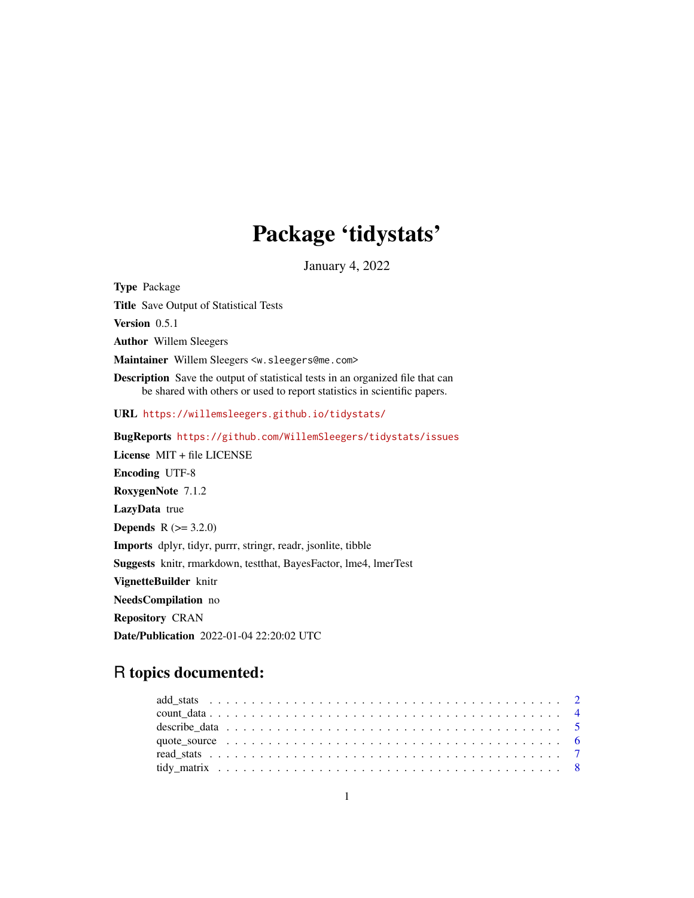# Package 'tidystats'

January 4, 2022

**Type** Package

**Title** Save Output of Statistical Tests

**Version** 0.5.1

**Author** Willem Sleegers

**Maintainer** Willem Sleegers <w.sleegers@me.com>

**Description** Save the output of statistical tests in an organized file that can be shared with others or used to report statistics in scientific papers.

**URL** https://willemsleegers.github.io/tidystats/

**BugReports** https://github.com/WillemSleegers/tidystats/issues

**License** MIT + file LICENSE

**Encoding** UTF-8

**RoxygenNote** 7.1.2

**LazyData** true

**Depends** R (>= 3.2.0)

**Imports** dplyr, tidyr, purrr, stringr, readr, jsonlite, tibble

**Suggests** knitr, rmarkdown, testthat, BayesFactor, lme4, lmerTest

**VignetteBuilder** knitr

**NeedsCompilation** no

**Repository** CRAN

**Date/Publication** 2022-01-04 22:20:02 UTC

## R topics documented:

- add_stats . . . . . . . . . . . . . . . . . . . . . . . . . . . . . . . . . . . . . . . . 2
- count_data . . . . . . . . . . . . . . . . . . . . . . . . . . . . . . . . . . . . . . . 4
- describe_data . . . . . . . . . . . . . . . . . . . . . . . . . . . . . . . . . . . . . 5
- quote_source . . . . . . . . . . . . . . . . . . . . . . . . . . . . . . . . . . . . . 6
- read_stats . . . . . . . . . . . . . . . . . . . . . . . . . . . . . . . . . . . . . . . 7
- tidy_matrix . . . . . . . . . . . . . . . . . . . . . . . . . . . . . . . . . . . . . . 8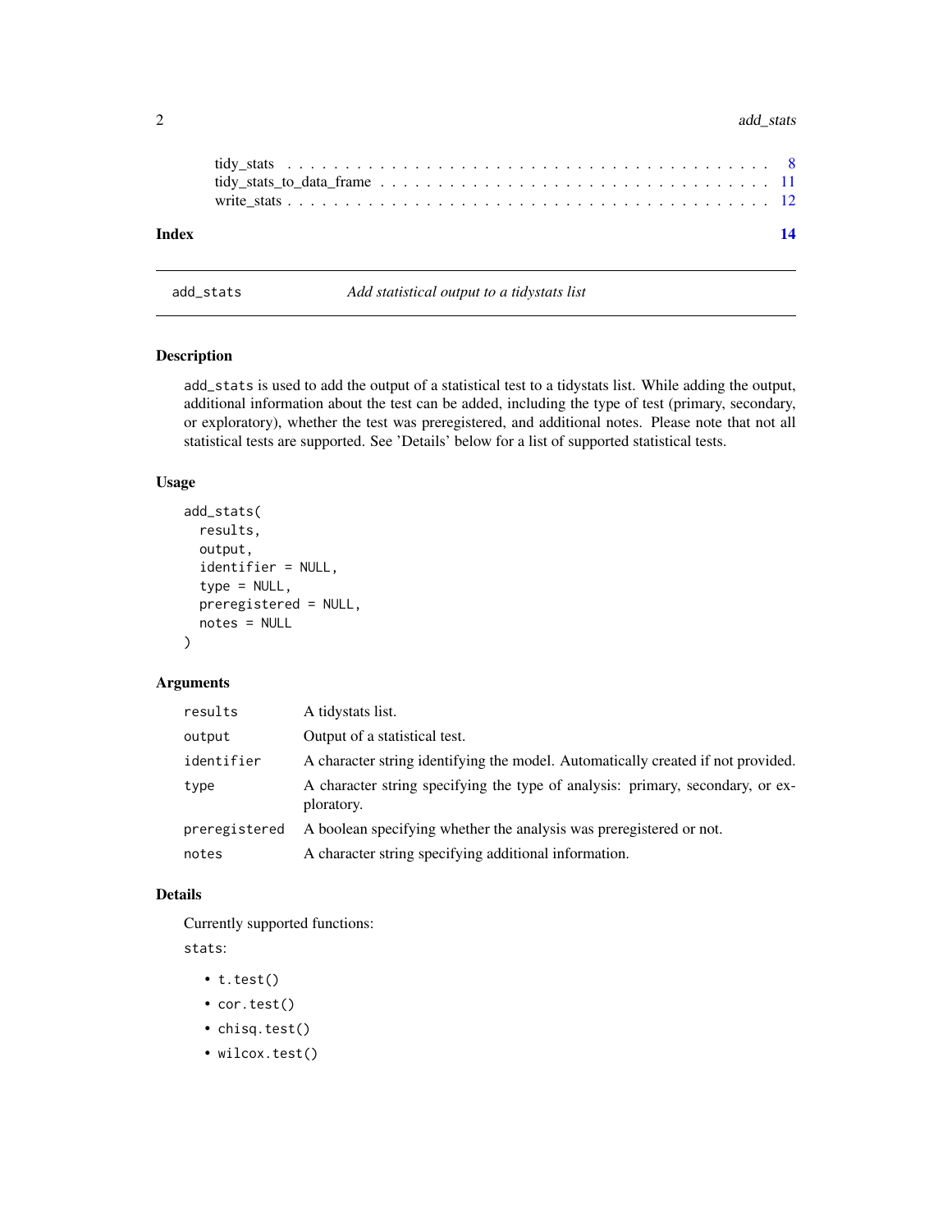tidy_stats . . . . . . . . . . . . . . . . . . . . . . . . . . . . . . . . . . . . . 8
tidy_stats_to_data_frame . . . . . . . . . . . . . . . . . . . . . . . . . . . . . . 11
write_stats . . . . . . . . . . . . . . . . . . . . . . . . . . . . . . . . . . . . . 12

**Index** **14**

---

`add_stats` *Add statistical output to a tidystats list*

---

## Description

`add_stats` is used to add the output of a statistical test to a tidystats list. While adding the output, additional information about the test can be added, including the type of test (primary, secondary, or exploratory), whether the test was preregistered, and additional notes. Please note that not all statistical tests are supported. See 'Details' below for a list of supported statistical tests.

## Usage

```
add_stats(
  results,
  output,
  identifier = NULL,
  type = NULL,
  preregistered = NULL,
  notes = NULL
)
```

## Arguments

| | |
|---|---|
| `results` | A tidystats list. |
| `output` | Output of a statistical test. |
| `identifier` | A character string identifying the model. Automatically created if not provided. |
| `type` | A character string specifying the type of analysis: primary, secondary, or exploratory. |
| `preregistered` | A boolean specifying whether the analysis was preregistered or not. |
| `notes` | A character string specifying additional information. |

## Details

Currently supported functions:

`stats`:

- `t.test()`
- `cor.test()`
- `chisq.test()`
- `wilcox.test()`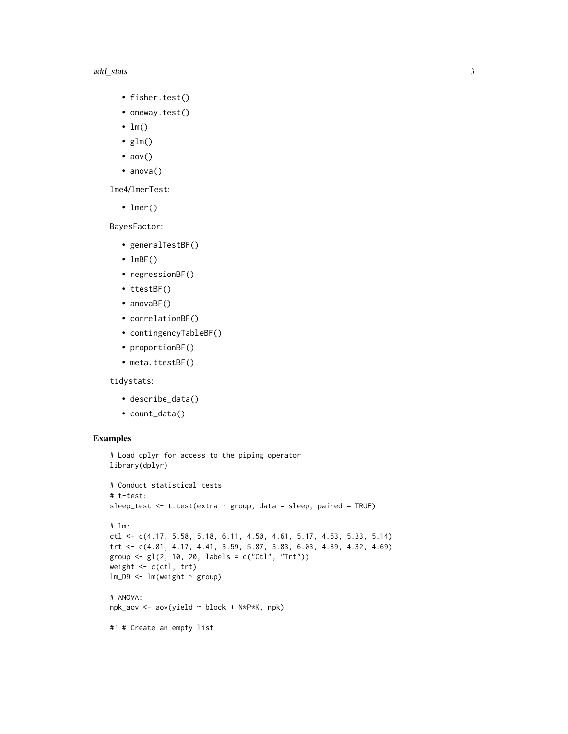- fisher.test()
- oneway.test()
- lm()
- glm()
- aov()
- anova()

lme4/lmerTest:

- lmer()

BayesFactor:

- generalTestBF()
- lmBF()
- regressionBF()
- ttestBF()
- anovaBF()
- correlationBF()
- contingencyTableBF()
- proportionBF()
- meta.ttestBF()

tidystats:

- describe_data()
- count_data()

## Examples

```
# Load dplyr for access to the piping operator
library(dplyr)

# Conduct statistical tests
# t-test:
sleep_test <- t.test(extra ~ group, data = sleep, paired = TRUE)

# lm:
ctl <- c(4.17, 5.58, 5.18, 6.11, 4.50, 4.61, 5.17, 4.53, 5.33, 5.14)
trt <- c(4.81, 4.17, 4.41, 3.59, 5.87, 3.83, 6.03, 4.89, 4.32, 4.69)
group <- gl(2, 10, 20, labels = c("Ctl", "Trt"))
weight <- c(ctl, trt)
lm_D9 <- lm(weight ~ group)

# ANOVA:
npk_aov <- aov(yield ~ block + N*P*K, npk)

#' # Create an empty list
```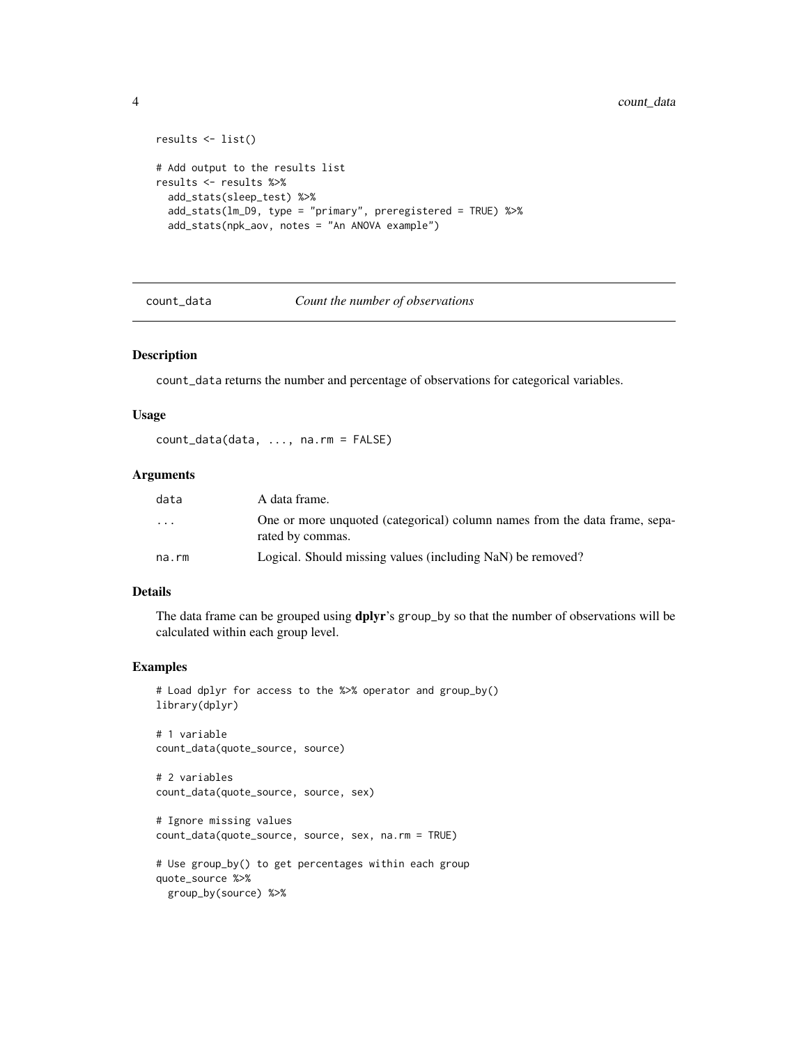```
results <- list()

# Add output to the results list
results <- results %>%
  add_stats(sleep_test) %>%
  add_stats(lm_D9, type = "primary", preregistered = TRUE) %>%
  add_stats(npk_aov, notes = "An ANOVA example")
```

## count_data *Count the number of observations*

### Description

`count_data` returns the number and percentage of observations for categorical variables.

### Usage

```
count_data(data, ..., na.rm = FALSE)
```

### Arguments

| | |
|---|---|
| `data` | A data frame. |
| `...` | One or more unquoted (categorical) column names from the data frame, separated by commas. |
| `na.rm` | Logical. Should missing values (including NaN) be removed? |

### Details

The data frame can be grouped using **dplyr**'s `group_by` so that the number of observations will be calculated within each group level.

### Examples

```
# Load dplyr for access to the %>% operator and group_by()
library(dplyr)

# 1 variable
count_data(quote_source, source)

# 2 variables
count_data(quote_source, source, sex)

# Ignore missing values
count_data(quote_source, source, sex, na.rm = TRUE)

# Use group_by() to get percentages within each group
quote_source %>%
  group_by(source) %>%
```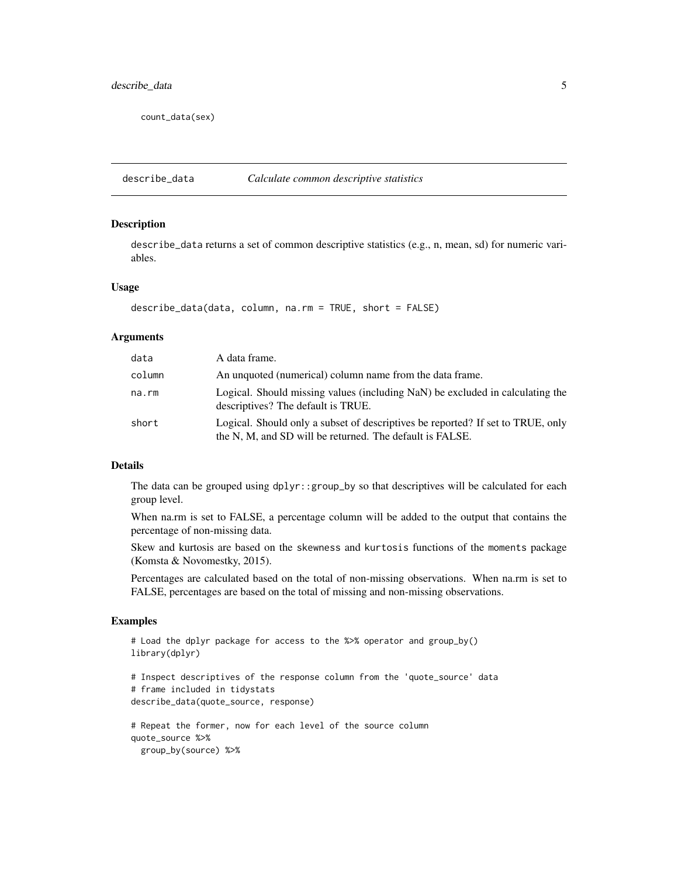```
count_data(sex)
```

## describe_data — *Calculate common descriptive statistics*

### Description

describe_data returns a set of common descriptive statistics (e.g., n, mean, sd) for numeric variables.

### Usage

```
describe_data(data, column, na.rm = TRUE, short = FALSE)
```

### Arguments

| Argument | Description |
|---|---|
| data | A data frame. |
| column | An unquoted (numerical) column name from the data frame. |
| na.rm | Logical. Should missing values (including NaN) be excluded in calculating the descriptives? The default is TRUE. |
| short | Logical. Should only a subset of descriptives be reported? If set to TRUE, only the N, M, and SD will be returned. The default is FALSE. |

### Details

The data can be grouped using dplyr::group_by so that descriptives will be calculated for each group level.

When na.rm is set to FALSE, a percentage column will be added to the output that contains the percentage of non-missing data.

Skew and kurtosis are based on the skewness and kurtosis functions of the moments package (Komsta & Novomestky, 2015).

Percentages are calculated based on the total of non-missing observations. When na.rm is set to FALSE, percentages are based on the total of missing and non-missing observations.

### Examples

```
# Load the dplyr package for access to the %>% operator and group_by()
library(dplyr)

# Inspect descriptives of the response column from the 'quote_source' data
# frame included in tidystats
describe_data(quote_source, response)

# Repeat the former, now for each level of the source column
quote_source %>%
  group_by(source) %>%
```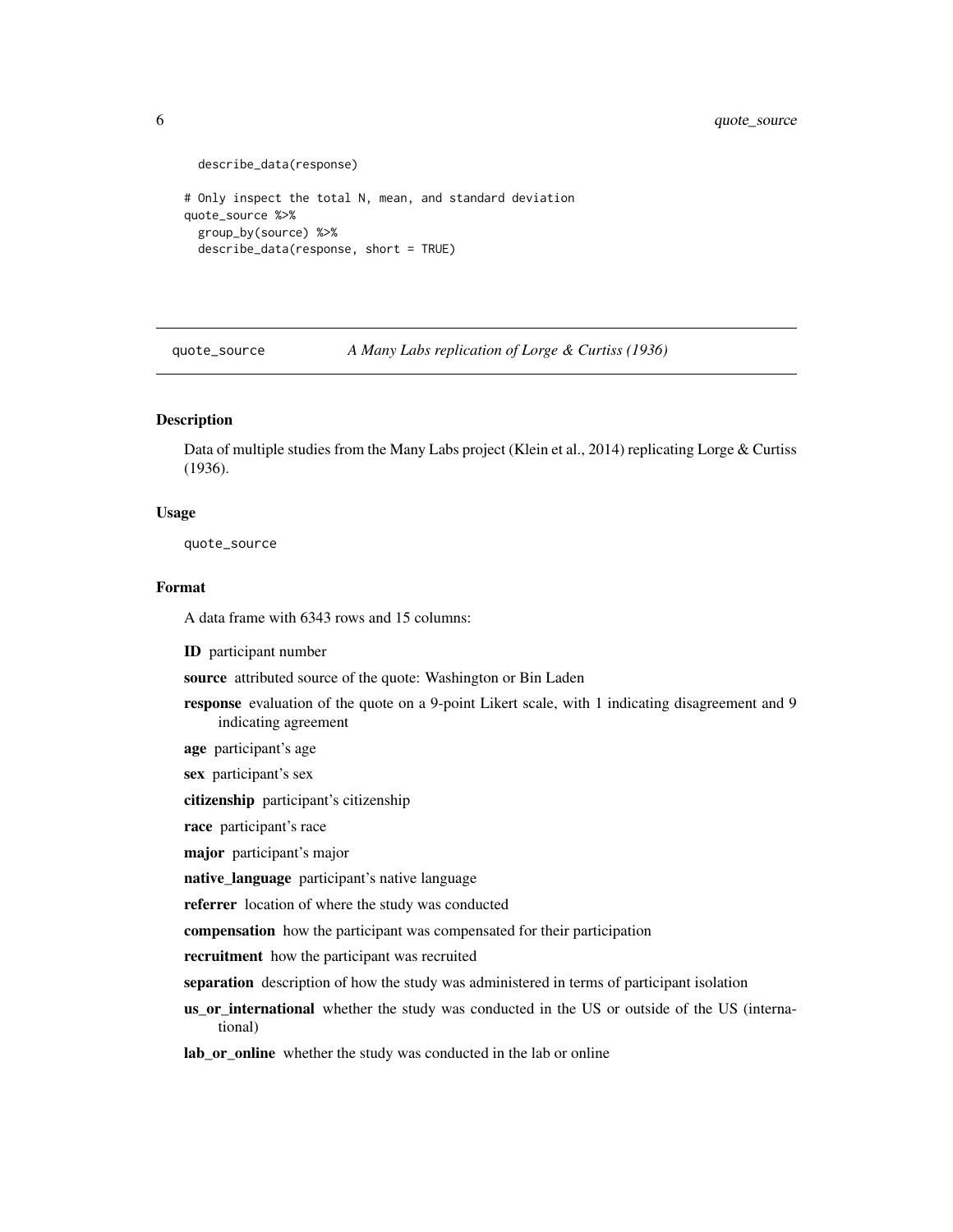```
  describe_data(response)

# Only inspect the total N, mean, and standard deviation
quote_source %>%
  group_by(source) %>%
  describe_data(response, short = TRUE)
```

---

## quote_source — *A Many Labs replication of Lorge & Curtiss (1936)*

---

### Description

Data of multiple studies from the Many Labs project (Klein et al., 2014) replicating Lorge & Curtiss (1936).

### Usage

```
quote_source
```

### Format

A data frame with 6343 rows and 15 columns:

**ID** participant number

**source** attributed source of the quote: Washington or Bin Laden

**response** evaluation of the quote on a 9-point Likert scale, with 1 indicating disagreement and 9 indicating agreement

**age** participant's age

**sex** participant's sex

**citizenship** participant's citizenship

**race** participant's race

**major** participant's major

**native_language** participant's native language

**referrer** location of where the study was conducted

**compensation** how the participant was compensated for their participation

**recruitment** how the participant was recruited

**separation** description of how the study was administered in terms of participant isolation

**us_or_international** whether the study was conducted in the US or outside of the US (international)

**lab_or_online** whether the study was conducted in the lab or online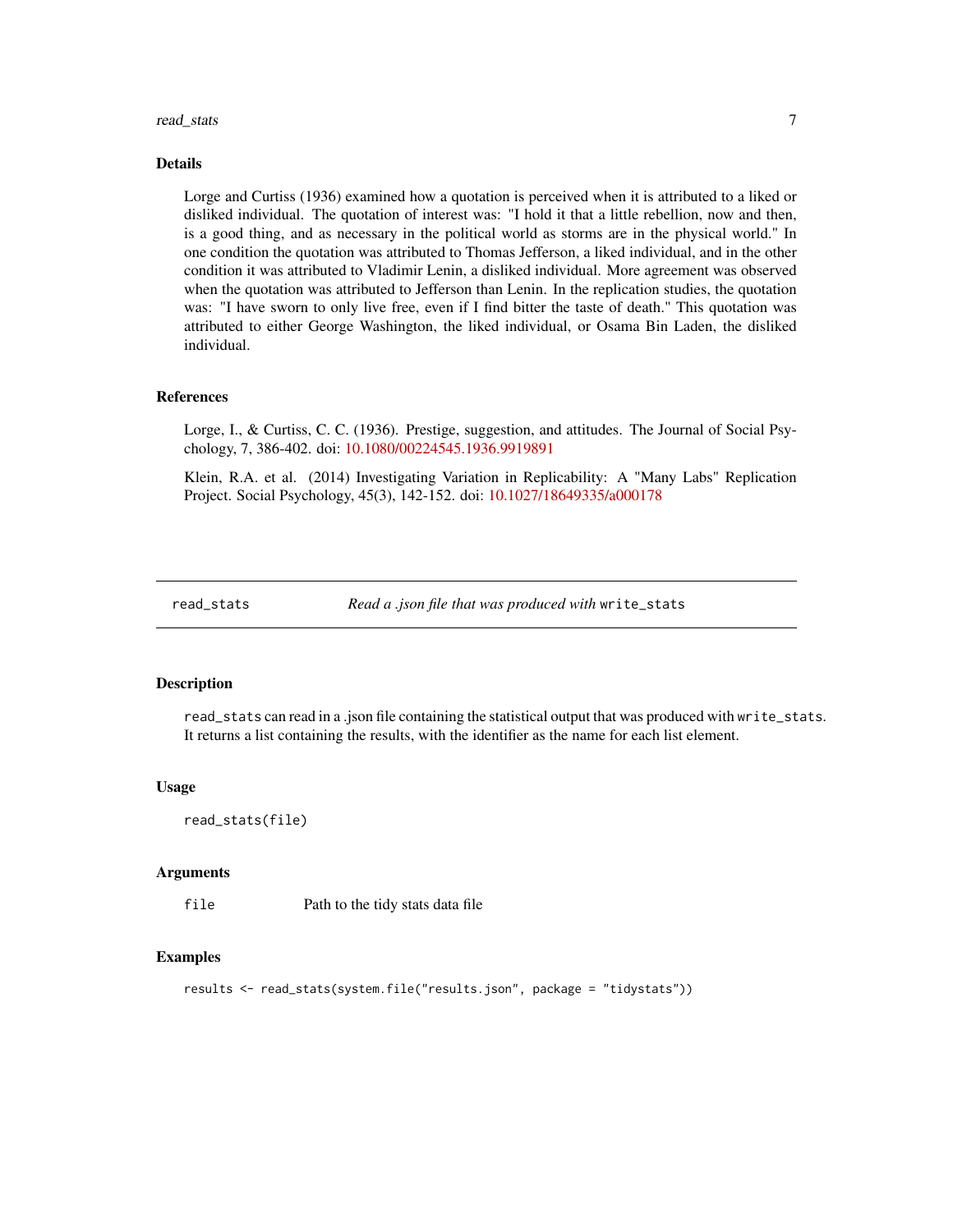### Details

Lorge and Curtiss (1936) examined how a quotation is perceived when it is attributed to a liked or disliked individual. The quotation of interest was: "I hold it that a little rebellion, now and then, is a good thing, and as necessary in the political world as storms are in the physical world." In one condition the quotation was attributed to Thomas Jefferson, a liked individual, and in the other condition it was attributed to Vladimir Lenin, a disliked individual. More agreement was observed when the quotation was attributed to Jefferson than Lenin. In the replication studies, the quotation was: "I have sworn to only live free, even if I find bitter the taste of death." This quotation was attributed to either George Washington, the liked individual, or Osama Bin Laden, the disliked individual.

### References

Lorge, I., & Curtiss, C. C. (1936). Prestige, suggestion, and attitudes. The Journal of Social Psychology, 7, 386-402. doi: 10.1080/00224545.1936.9919891

Klein, R.A. et al. (2014) Investigating Variation in Replicability: A "Many Labs" Replication Project. Social Psychology, 45(3), 142-152. doi: 10.1027/18649335/a000178

## read_stats — *Read a .json file that was produced with* `write_stats`

### Description

`read_stats` can read in a .json file containing the statistical output that was produced with `write_stats`. It returns a list containing the results, with the identifier as the name for each list element.

### Usage

```
read_stats(file)
```

### Arguments

| | |
|---|---|
| `file` | Path to the tidy stats data file |

### Examples

```
results <- read_stats(system.file("results.json", package = "tidystats"))
```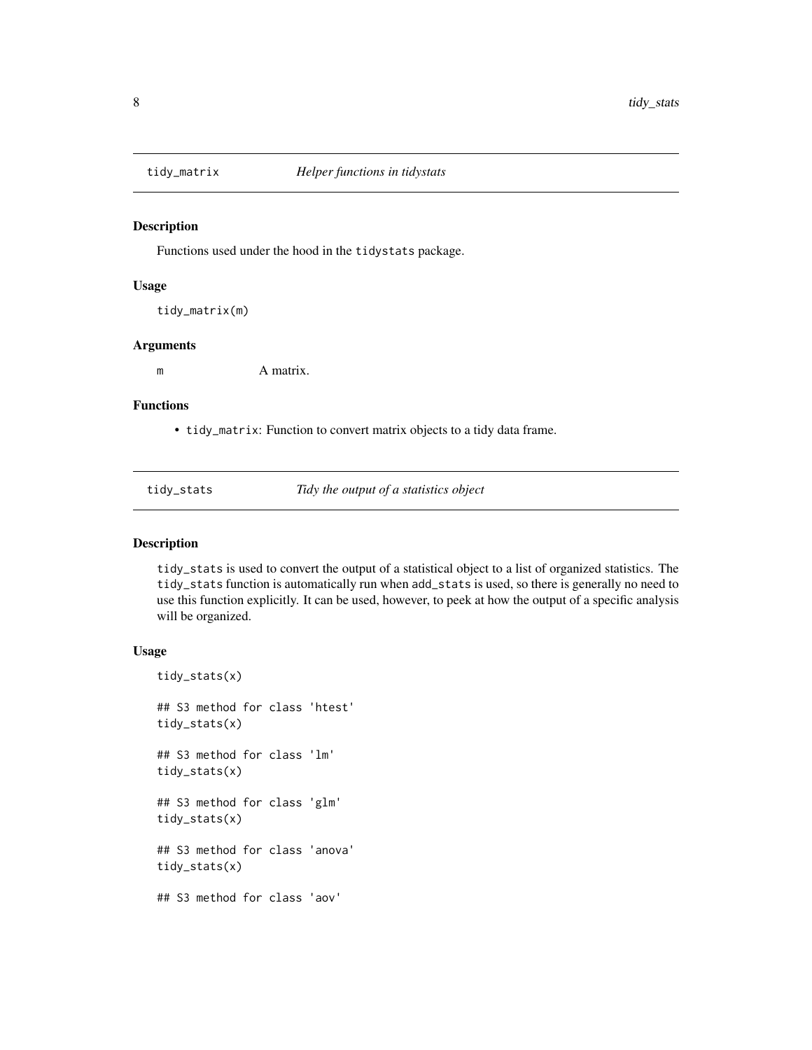## tidy_matrix — *Helper functions in tidystats*

### Description

Functions used under the hood in the `tidystats` package.

### Usage

```
tidy_matrix(m)
```

### Arguments

| | |
|---|---|
| `m` | A matrix. |

### Functions

- `tidy_matrix`: Function to convert matrix objects to a tidy data frame.

## tidy_stats — *Tidy the output of a statistics object*

### Description

`tidy_stats` is used to convert the output of a statistical object to a list of organized statistics. The `tidy_stats` function is automatically run when `add_stats` is used, so there is generally no need to use this function explicitly. It can be used, however, to peek at how the output of a specific analysis will be organized.

### Usage

```
tidy_stats(x)

## S3 method for class 'htest'
tidy_stats(x)

## S3 method for class 'lm'
tidy_stats(x)

## S3 method for class 'glm'
tidy_stats(x)

## S3 method for class 'anova'
tidy_stats(x)

## S3 method for class 'aov'
```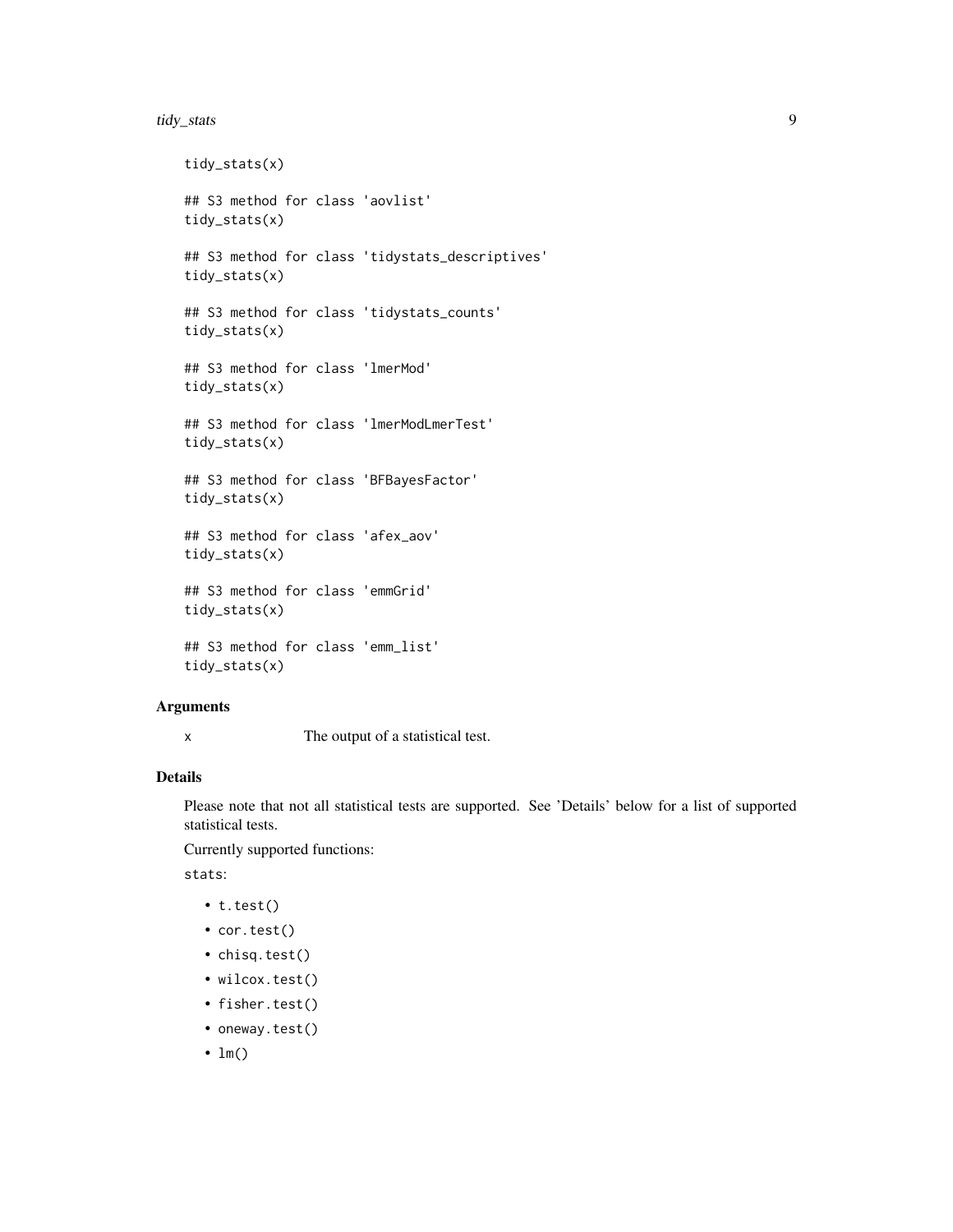```
tidy_stats(x)

## S3 method for class 'aovlist'
tidy_stats(x)

## S3 method for class 'tidystats_descriptives'
tidy_stats(x)

## S3 method for class 'tidystats_counts'
tidy_stats(x)

## S3 method for class 'lmerMod'
tidy_stats(x)

## S3 method for class 'lmerModLmerTest'
tidy_stats(x)

## S3 method for class 'BFBayesFactor'
tidy_stats(x)

## S3 method for class 'afex_aov'
tidy_stats(x)

## S3 method for class 'emmGrid'
tidy_stats(x)

## S3 method for class 'emm_list'
tidy_stats(x)
```

### Arguments

x The output of a statistical test.

### Details

Please note that not all statistical tests are supported. See 'Details' below for a list of supported statistical tests.

Currently supported functions:

`stats`:

- `t.test()`
- `cor.test()`
- `chisq.test()`
- `wilcox.test()`
- `fisher.test()`
- `oneway.test()`
- `lm()`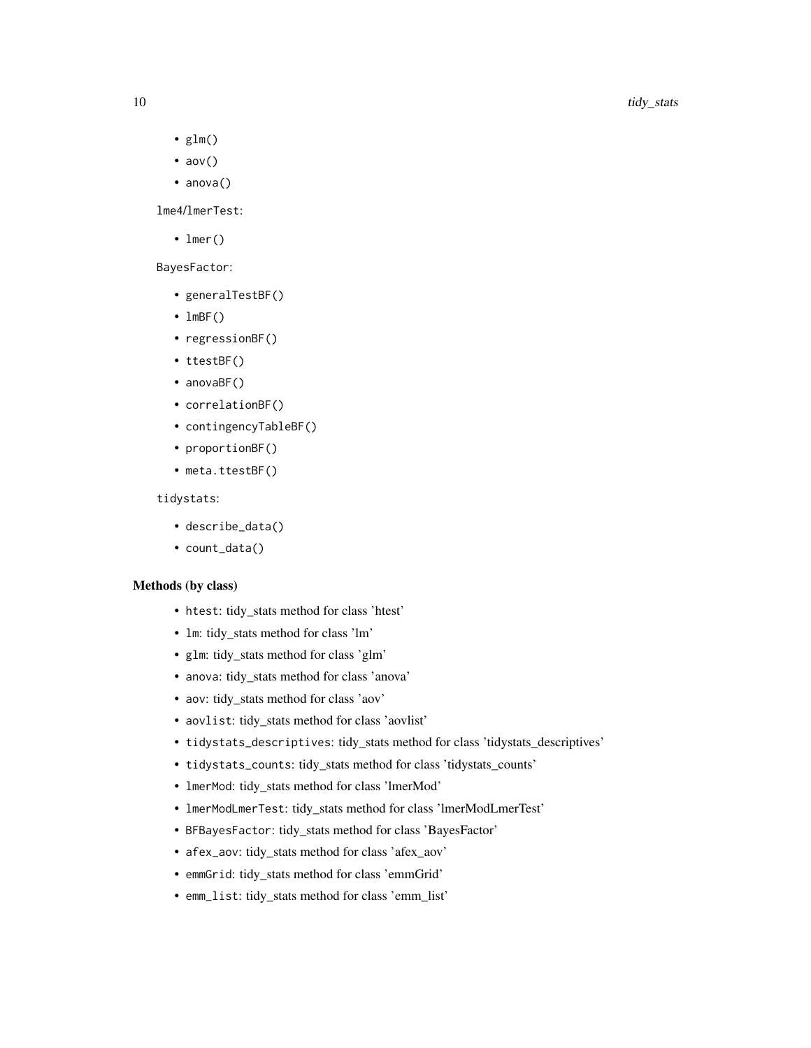- `glm()`
- `aov()`
- `anova()`

`lme4`/`lmerTest`:

- `lmer()`

`BayesFactor`:

- `generalTestBF()`
- `lmBF()`
- `regressionBF()`
- `ttestBF()`
- `anovaBF()`
- `correlationBF()`
- `contingencyTableBF()`
- `proportionBF()`
- `meta.ttestBF()`

`tidystats`:

- `describe_data()`
- `count_data()`

### Methods (by class)

- `htest`: tidy_stats method for class 'htest'
- `lm`: tidy_stats method for class 'lm'
- `glm`: tidy_stats method for class 'glm'
- `anova`: tidy_stats method for class 'anova'
- `aov`: tidy_stats method for class 'aov'
- `aovlist`: tidy_stats method for class 'aovlist'
- `tidystats_descriptives`: tidy_stats method for class 'tidystats_descriptives'
- `tidystats_counts`: tidy_stats method for class 'tidystats_counts'
- `lmerMod`: tidy_stats method for class 'lmerMod'
- `lmerModLmerTest`: tidy_stats method for class 'lmerModLmerTest'
- `BFBayesFactor`: tidy_stats method for class 'BayesFactor'
- `afex_aov`: tidy_stats method for class 'afex_aov'
- `emmGrid`: tidy_stats method for class 'emmGrid'
- `emm_list`: tidy_stats method for class 'emm_list'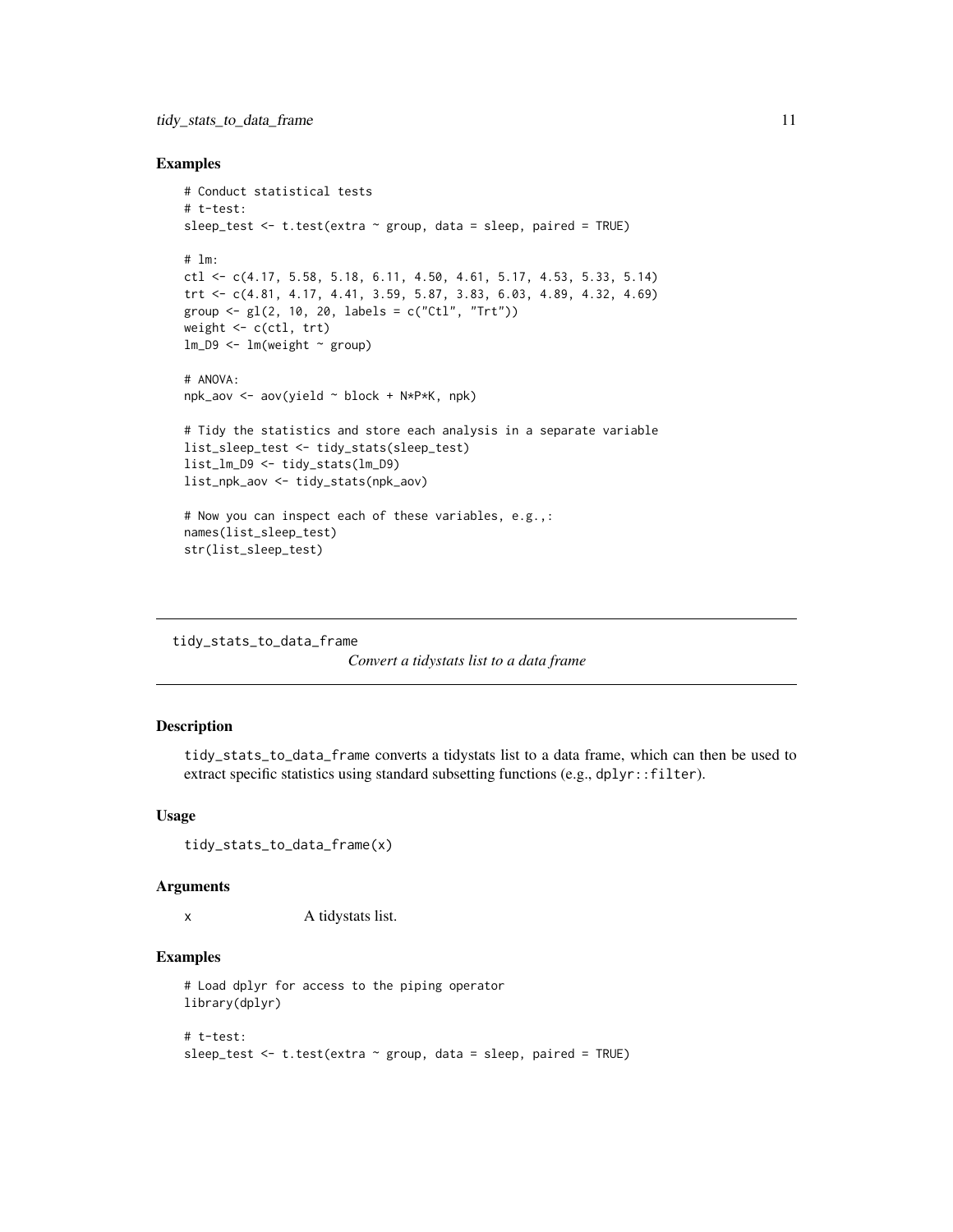### Examples

```
# Conduct statistical tests
# t-test:
sleep_test <- t.test(extra ~ group, data = sleep, paired = TRUE)

# lm:
ctl <- c(4.17, 5.58, 5.18, 6.11, 4.50, 4.61, 5.17, 4.53, 5.33, 5.14)
trt <- c(4.81, 4.17, 4.41, 3.59, 5.87, 3.83, 6.03, 4.89, 4.32, 4.69)
group <- gl(2, 10, 20, labels = c("Ctl", "Trt"))
weight <- c(ctl, trt)
lm_D9 <- lm(weight ~ group)

# ANOVA:
npk_aov <- aov(yield ~ block + N*P*K, npk)

# Tidy the statistics and store each analysis in a separate variable
list_sleep_test <- tidy_stats(sleep_test)
list_lm_D9 <- tidy_stats(lm_D9)
list_npk_aov <- tidy_stats(npk_aov)

# Now you can inspect each of these variables, e.g.,:
names(list_sleep_test)
str(list_sleep_test)
```

---

## tidy_stats_to_data_frame

*Convert a tidystats list to a data frame*

---

### Description

`tidy_stats_to_data_frame` converts a tidystats list to a data frame, which can then be used to extract specific statistics using standard subsetting functions (e.g., `dplyr::filter`).

### Usage

```
tidy_stats_to_data_frame(x)
```

### Arguments

| | |
|---|---|
| x | A tidystats list. |

### Examples

```
# Load dplyr for access to the piping operator
library(dplyr)

# t-test:
sleep_test <- t.test(extra ~ group, data = sleep, paired = TRUE)
```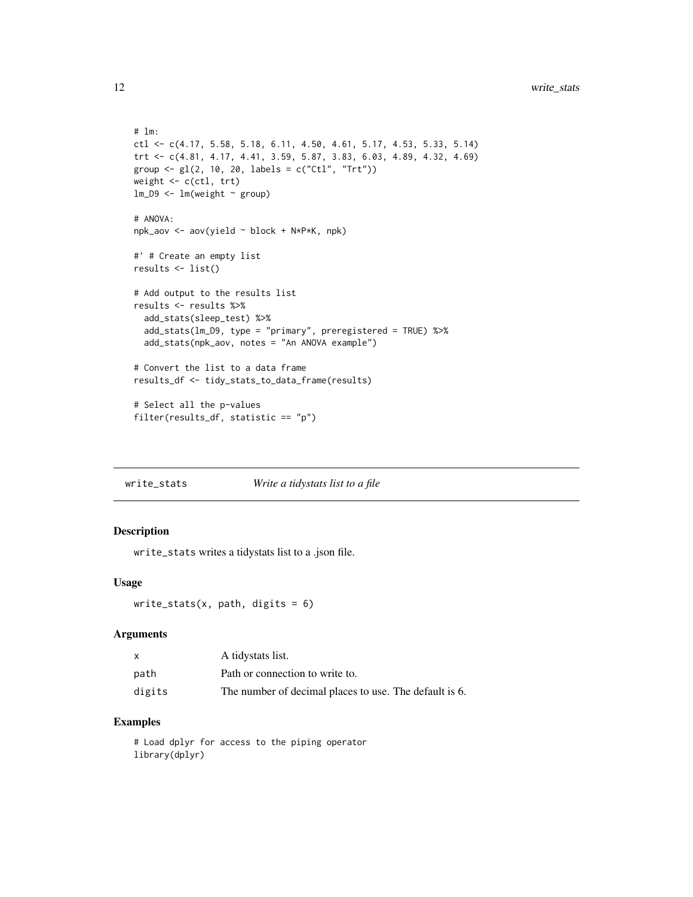```
# lm:
ctl <- c(4.17, 5.58, 5.18, 6.11, 4.50, 4.61, 5.17, 4.53, 5.33, 5.14)
trt <- c(4.81, 4.17, 4.41, 3.59, 5.87, 3.83, 6.03, 4.89, 4.32, 4.69)
group <- gl(2, 10, 20, labels = c("Ctl", "Trt"))
weight <- c(ctl, trt)
lm_D9 <- lm(weight ~ group)

# ANOVA:
npk_aov <- aov(yield ~ block + N*P*K, npk)

#' # Create an empty list
results <- list()

# Add output to the results list
results <- results %>%
  add_stats(sleep_test) %>%
  add_stats(lm_D9, type = "primary", preregistered = TRUE) %>%
  add_stats(npk_aov, notes = "An ANOVA example")

# Convert the list to a data frame
results_df <- tidy_stats_to_data_frame(results)

# Select all the p-values
filter(results_df, statistic == "p")
```

## write_stats — *Write a tidystats list to a file*

### Description

write_stats writes a tidystats list to a .json file.

### Usage

```
write_stats(x, path, digits = 6)
```

### Arguments

| | |
|---|---|
| x | A tidystats list. |
| path | Path or connection to write to. |
| digits | The number of decimal places to use. The default is 6. |

### Examples

```
# Load dplyr for access to the piping operator
library(dplyr)
```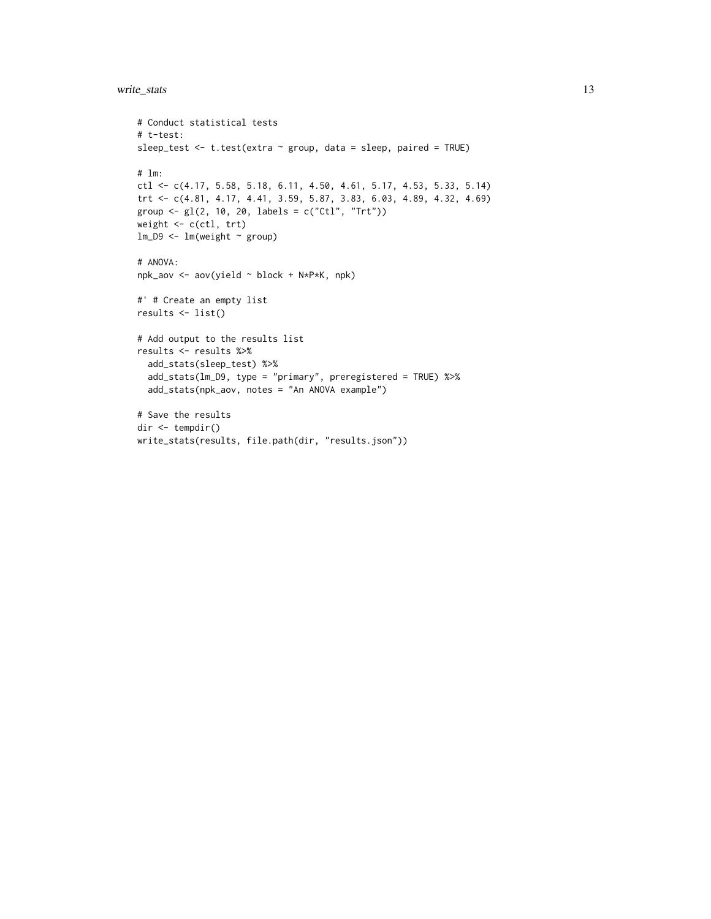```
# Conduct statistical tests
# t-test:
sleep_test <- t.test(extra ~ group, data = sleep, paired = TRUE)

# lm:
ctl <- c(4.17, 5.58, 5.18, 6.11, 4.50, 4.61, 5.17, 4.53, 5.33, 5.14)
trt <- c(4.81, 4.17, 4.41, 3.59, 5.87, 3.83, 6.03, 4.89, 4.32, 4.69)
group <- gl(2, 10, 20, labels = c("Ctl", "Trt"))
weight <- c(ctl, trt)
lm_D9 <- lm(weight ~ group)

# ANOVA:
npk_aov <- aov(yield ~ block + N*P*K, npk)

#' # Create an empty list
results <- list()

# Add output to the results list
results <- results %>%
  add_stats(sleep_test) %>%
  add_stats(lm_D9, type = "primary", preregistered = TRUE) %>%
  add_stats(npk_aov, notes = "An ANOVA example")

# Save the results
dir <- tempdir()
write_stats(results, file.path(dir, "results.json"))
```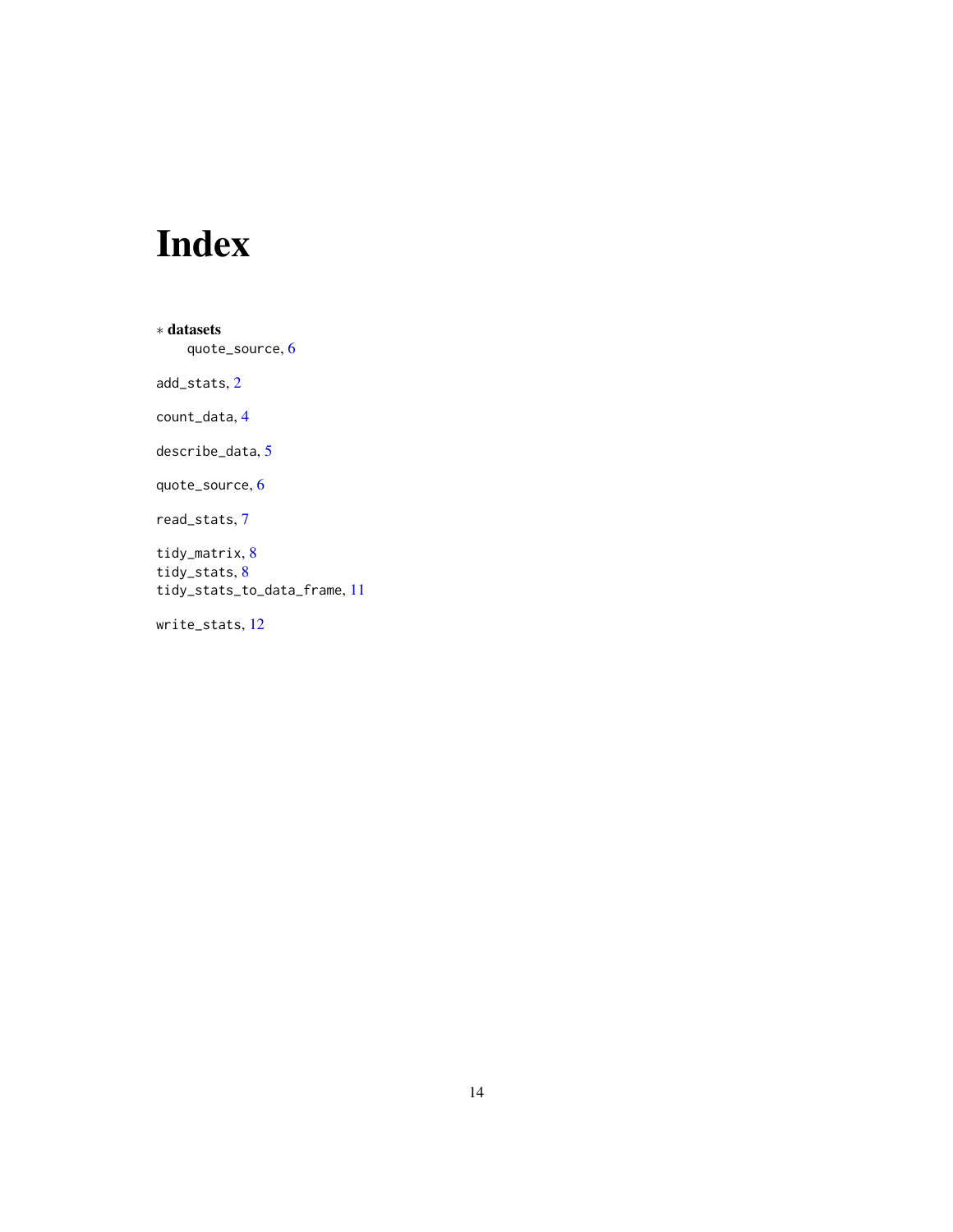# Index

∗ **datasets**
    quote_source, 6

add_stats, 2

count_data, 4

describe_data, 5

quote_source, 6

read_stats, 7

tidy_matrix, 8
tidy_stats, 8
tidy_stats_to_data_frame, 11

write_stats, 12